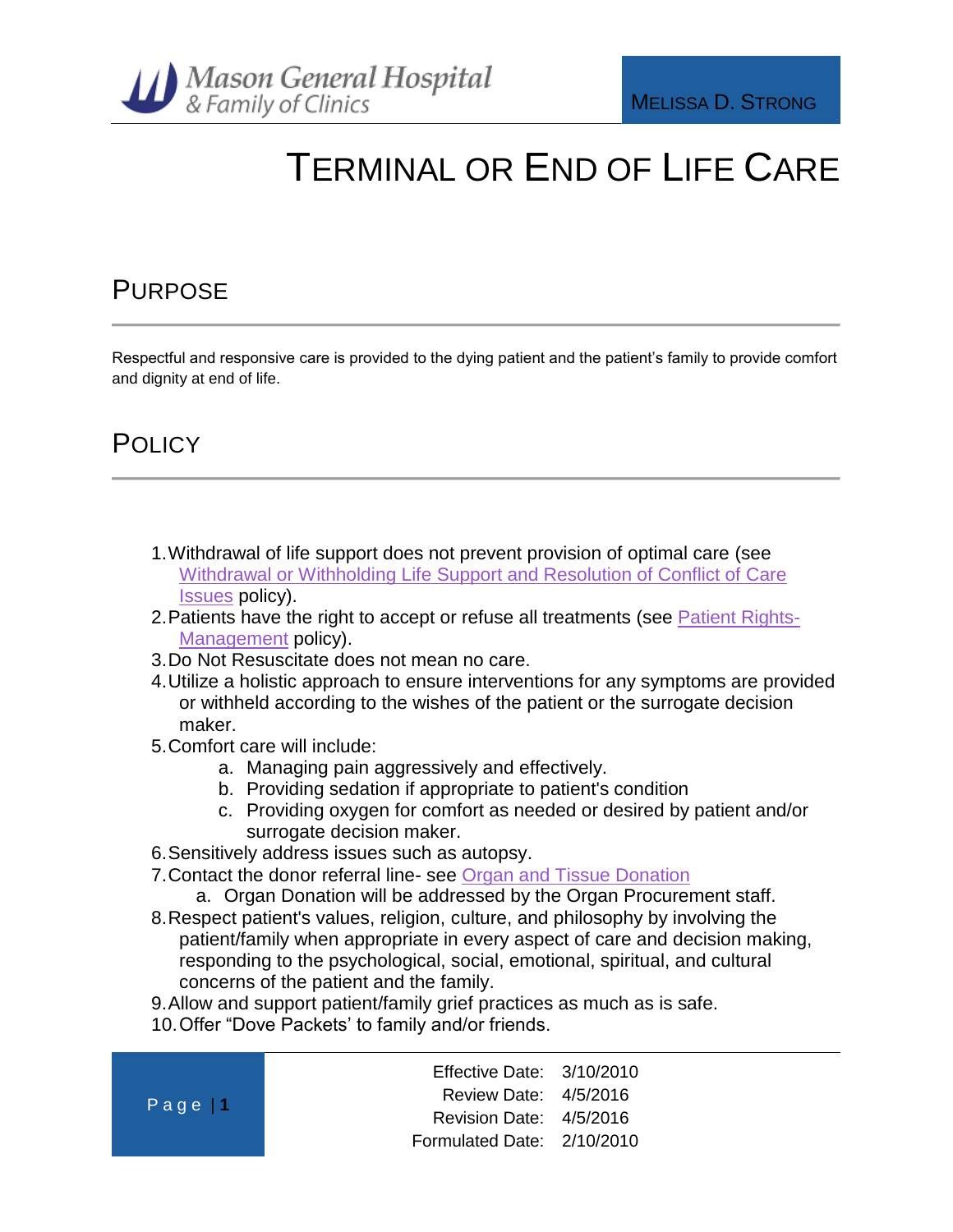# Terminal or End of Life Care

## Purpose

Respectful and responsive care is provided to the dying patient and the patient's family to provide comfort and dignity at end of life.

## Policy

1. Withdrawal of life support does not prevent provision of optimal care (see Withdrawal or Withholding Life Support and Resolution of Conflict of Care Issues policy).
2. Patients have the right to accept or refuse all treatments (see Patient Rights-Management policy).
3. Do Not Resuscitate does not mean no care.
4. Utilize a holistic approach to ensure interventions for any symptoms are provided or withheld according to the wishes of the patient or the surrogate decision maker.
5. Comfort care will include:
   a. Managing pain aggressively and effectively.
   b. Providing sedation if appropriate to patient's condition
   c. Providing oxygen for comfort as needed or desired by patient and/or surrogate decision maker.
6. Sensitively address issues such as autopsy.
7. Contact the donor referral line- see Organ and Tissue Donation
   a. Organ Donation will be addressed by the Organ Procurement staff.
8. Respect patient's values, religion, culture, and philosophy by involving the patient/family when appropriate in every aspect of care and decision making, responding to the psychological, social, emotional, spiritual, and cultural concerns of the patient and the family.
9. Allow and support patient/family grief practices as much as is safe.
10. Offer "Dove Packets' to family and/or friends.

| | |
|---|---|
| Effective Date: | 3/10/2010 |
| Review Date: | 4/5/2016 |
| Revision Date: | 4/5/2016 |
| Formulated Date: | 2/10/2010 |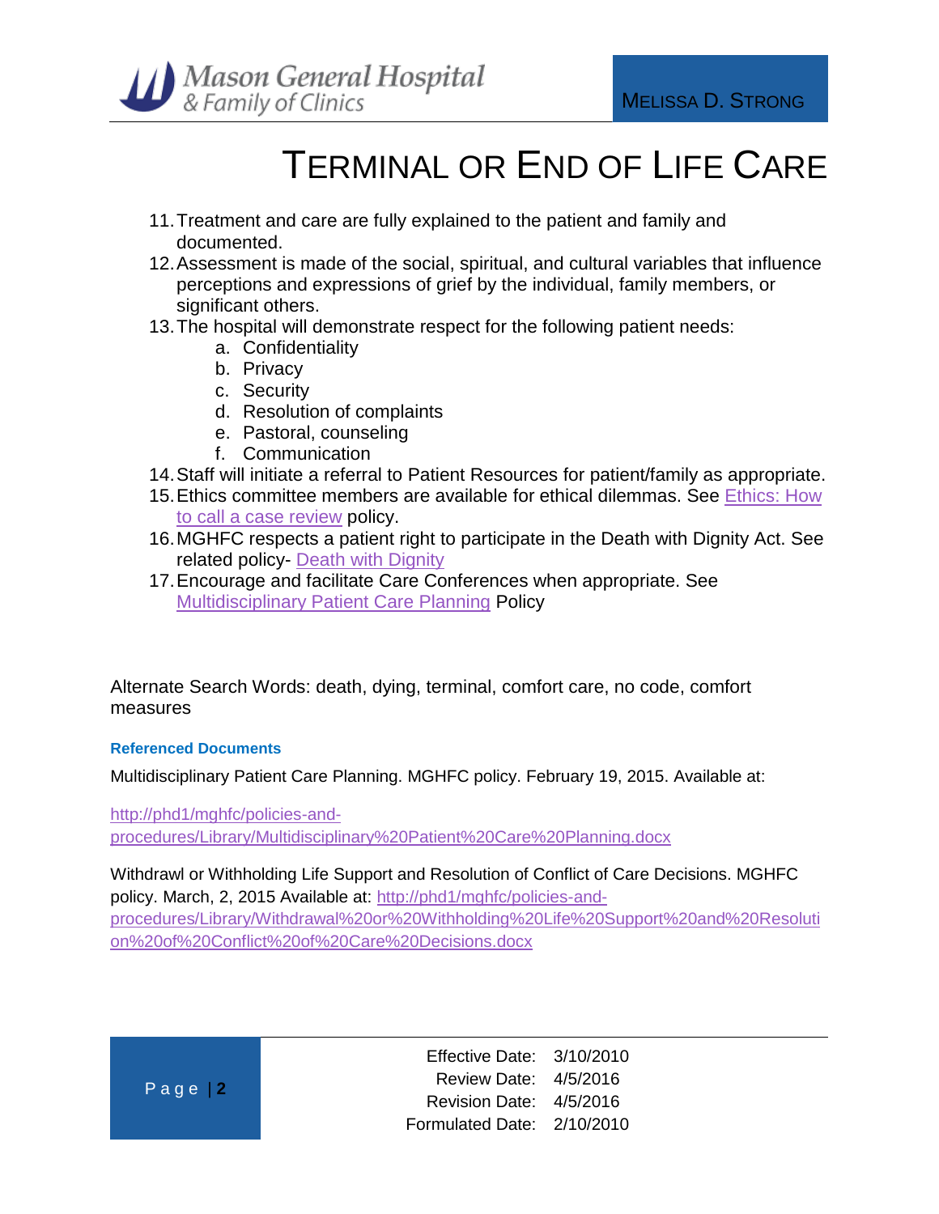# TERMINAL OR END OF LIFE CARE

11. Treatment and care are fully explained to the patient and family and documented.
12. Assessment is made of the social, spiritual, and cultural variables that influence perceptions and expressions of grief by the individual, family members, or significant others.
13. The hospital will demonstrate respect for the following patient needs:
    a. Confidentiality
    b. Privacy
    c. Security
    d. Resolution of complaints
    e. Pastoral, counseling
    f. Communication
14. Staff will initiate a referral to Patient Resources for patient/family as appropriate.
15. Ethics committee members are available for ethical dilemmas. See [Ethics: How to call a case review]() policy.
16. MGHFC respects a patient right to participate in the Death with Dignity Act. See related policy- [Death with Dignity]()
17. Encourage and facilitate Care Conferences when appropriate. See [Multidisciplinary Patient Care Planning]() Policy

Alternate Search Words: death, dying, terminal, comfort care, no code, comfort measures

### Referenced Documents

Multidisciplinary Patient Care Planning. MGHFC policy. February 19, 2015. Available at:

http://phd1/mghfc/policies-and-procedures/Library/Multidisciplinary%20Patient%20Care%20Planning.docx

Withdrawl or Withholding Life Support and Resolution of Conflict of Care Decisions. MGHFC policy. March, 2, 2015 Available at: http://phd1/mghfc/policies-and-procedures/Library/Withdrawal%20or%20Withholding%20Life%20Support%20and%20Resolution%20of%20Conflict%20of%20Care%20Decisions.docx

Effective Date: 3/10/2010
Review Date: 4/5/2016
Revision Date: 4/5/2016
Formulated Date: 2/10/2010